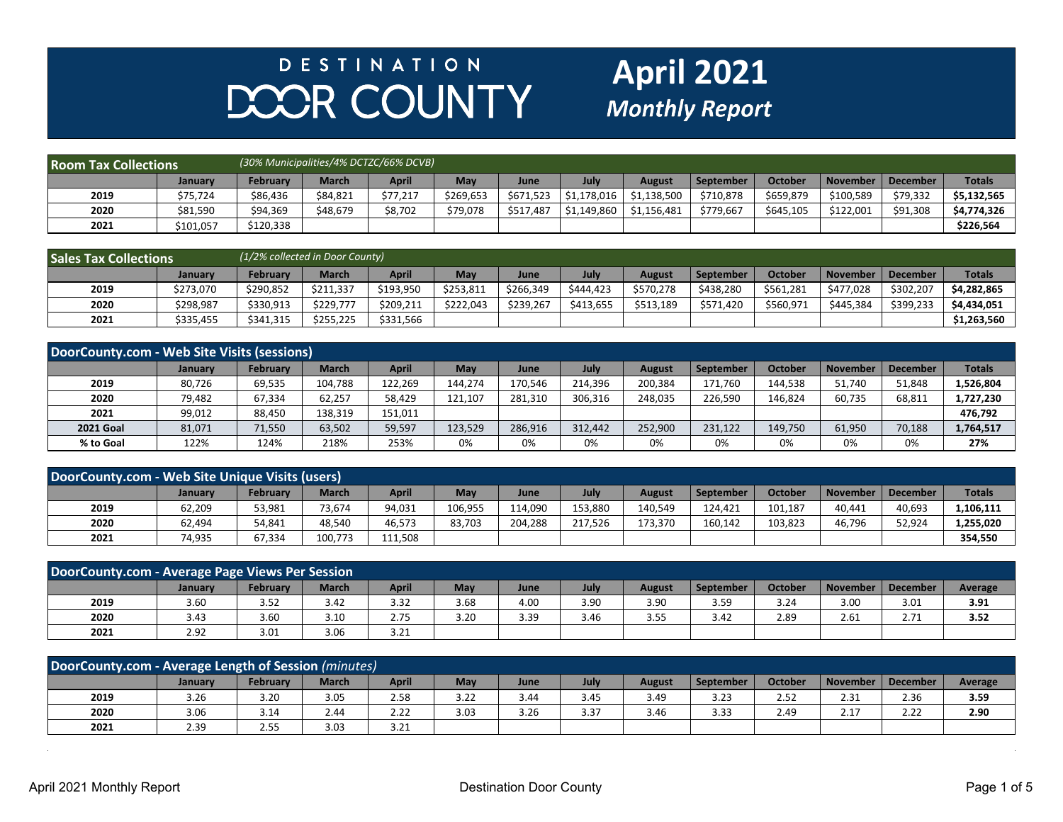# DESTINATION DOOR COUNTY

# April 2021
## *Monthly Report*

| Room Tax Collections | *(30% Municipalities/4% DCTZC/66% DCVB)* | | | | | | | | | | | |
|---|---|---|---|---|---|---|---|---|---|---|---|---|
| | **January** | **February** | **March** | **April** | **May** | **June** | **July** | **August** | **September** | **October** | **November** | **December** | **Totals** |
| **2019** | $75,724 | $86,436 | $84,821 | $77,217 | $269,653 | $671,523 | $1,178,016 | $1,138,500 | $710,878 | $659,879 | $100,589 | $79,332 | **$5,132,565** |
| **2020** | $81,590 | $94,369 | $48,679 | $8,702 | $79,078 | $517,487 | $1,149,860 | $1,156,481 | $779,667 | $645,105 | $122,001 | $91,308 | **$4,774,326** |
| **2021** | $101,057 | $120,338 | | | | | | | | | | | **$226,564** |

| Sales Tax Collections | *(1/2% collected in Door County)* | | | | | | | | | | | | |
|---|---|---|---|---|---|---|---|---|---|---|---|---|---|
| | **January** | **February** | **March** | **April** | **May** | **June** | **July** | **August** | **September** | **October** | **November** | **December** | **Totals** |
| **2019** | $273,070 | $290,852 | $211,337 | $193,950 | $253,811 | $266,349 | $444,423 | $570,278 | $438,280 | $561,281 | $477,028 | $302,207 | **$4,282,865** |
| **2020** | $298,987 | $330,913 | $229,777 | $209,211 | $222,043 | $239,267 | $413,655 | $513,189 | $571,420 | $560,971 | $445,384 | $399,233 | **$4,434,051** |
| **2021** | $335,455 | $341,315 | $255,225 | $331,566 | | | | | | | | | **$1,263,560** |

| DoorCounty.com - Web Site Visits (sessions) | | | | | | | | | | | | | |
|---|---|---|---|---|---|---|---|---|---|---|---|---|---|
| | **January** | **February** | **March** | **April** | **May** | **June** | **July** | **August** | **September** | **October** | **November** | **December** | **Totals** |
| **2019** | 80,726 | 69,535 | 104,788 | 122,269 | 144,274 | 170,546 | 214,396 | 200,384 | 171,760 | 144,538 | 51,740 | 51,848 | **1,526,804** |
| **2020** | 79,482 | 67,334 | 62,257 | 58,429 | 121,107 | 281,310 | 306,316 | 248,035 | 226,590 | 146,824 | 60,735 | 68,811 | **1,727,230** |
| **2021** | 99,012 | 88,450 | 138,319 | 151,011 | | | | | | | | | **476,792** |
| **2021 Goal** | 81,071 | 71,550 | 63,502 | 59,597 | 123,529 | 286,916 | 312,442 | 252,900 | 231,122 | 149,750 | 61,950 | 70,188 | **1,764,517** |
| **% to Goal** | 122% | 124% | 218% | 253% | 0% | 0% | 0% | 0% | 0% | 0% | 0% | 0% | **27%** |

| DoorCounty.com - Web Site Unique Visits (users) | | | | | | | | | | | | | |
|---|---|---|---|---|---|---|---|---|---|---|---|---|---|
| | **January** | **February** | **March** | **April** | **May** | **June** | **July** | **August** | **September** | **October** | **November** | **December** | **Totals** |
| **2019** | 62,209 | 53,981 | 73,674 | 94,031 | 106,955 | 114,090 | 153,880 | 140,549 | 124,421 | 101,187 | 40,441 | 40,693 | **1,106,111** |
| **2020** | 62,494 | 54,841 | 48,540 | 46,573 | 83,703 | 204,288 | 217,526 | 173,370 | 160,142 | 103,823 | 46,796 | 52,924 | **1,255,020** |
| **2021** | 74,935 | 67,334 | 100,773 | 111,508 | | | | | | | | | **354,550** |

| DoorCounty.com - Average Page Views Per Session | | | | | | | | | | | | | |
|---|---|---|---|---|---|---|---|---|---|---|---|---|---|
| | **January** | **February** | **March** | **April** | **May** | **June** | **July** | **August** | **September** | **October** | **November** | **December** | **Average** |
| **2019** | 3.60 | 3.52 | 3.42 | 3.32 | 3.68 | 4.00 | 3.90 | 3.90 | 3.59 | 3.24 | 3.00 | 3.01 | **3.91** |
| **2020** | 3.43 | 3.60 | 3.10 | 2.75 | 3.20 | 3.39 | 3.46 | 3.55 | 3.42 | 2.89 | 2.61 | 2.71 | **3.52** |
| **2021** | 2.92 | 3.01 | 3.06 | 3.21 | | | | | | | | | |

| DoorCounty.com - Average Length of Session *(minutes)* | | | | | | | | | | | | | |
|---|---|---|---|---|---|---|---|---|---|---|---|---|---|
| | **January** | **February** | **March** | **April** | **May** | **June** | **July** | **August** | **September** | **October** | **November** | **December** | **Average** |
| **2019** | 3.26 | 3.20 | 3.05 | 2.58 | 3.22 | 3.44 | 3.45 | 3.49 | 3.23 | 2.52 | 2.31 | 2.36 | **3.59** |
| **2020** | 3.06 | 3.14 | 2.44 | 2.22 | 3.03 | 3.26 | 3.37 | 3.46 | 3.33 | 2.49 | 2.17 | 2.22 | **2.90** |
| **2021** | 2.39 | 2.55 | 3.03 | 3.21 | | | | | | | | | |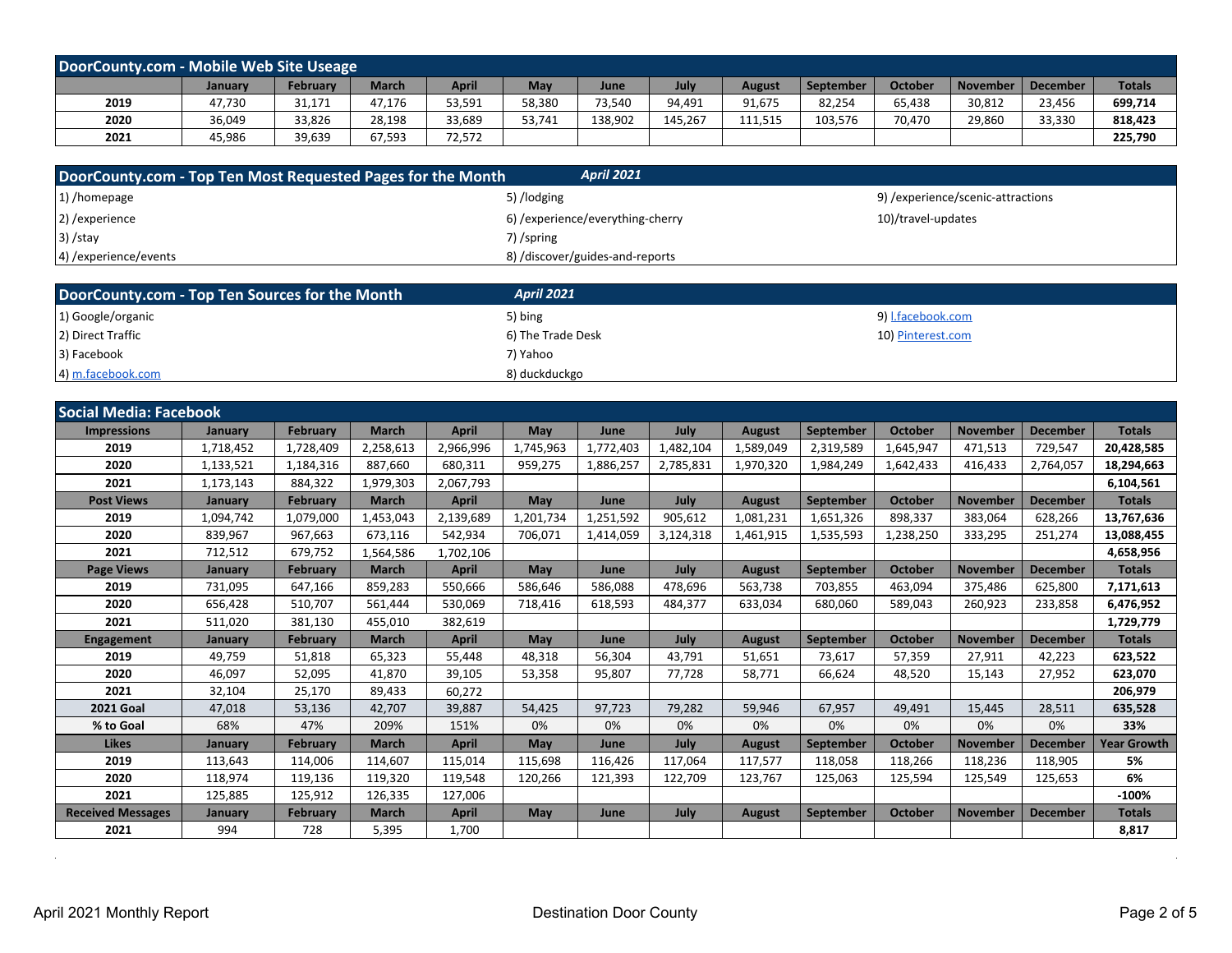## DoorCounty.com - Mobile Web Site Useage

| | January | February | March | April | May | June | July | August | September | October | November | December | Totals |
|---|---|---|---|---|---|---|---|---|---|---|---|---|---|
| 2019 | 47,730 | 31,171 | 47,176 | 53,591 | 58,380 | 73,540 | 94,491 | 91,675 | 82,254 | 65,438 | 30,812 | 23,456 | **699,714** |
| 2020 | 36,049 | 33,826 | 28,198 | 33,689 | 53,741 | 138,902 | 145,267 | 111,515 | 103,576 | 70,470 | 29,860 | 33,330 | **818,423** |
| 2021 | 45,986 | 39,639 | 67,593 | 72,572 | | | | | | | | | **225,790** |

## DoorCounty.com - Top Ten Most Requested Pages for the Month — *April 2021*

1) /homepage
2) /experience
3) /stay
4) /experience/events
5) /lodging
6) /experience/everything-cherry
7) /spring
8) /discover/guides-and-reports
9) /experience/scenic-attractions
10)/travel-updates

## DoorCounty.com - Top Ten Sources for the Month — *April 2021*

1) Google/organic
2) Direct Traffic
3) Facebook
4) m.facebook.com
5) bing
6) The Trade Desk
7) Yahoo
8) duckduckgo
9) l.facebook.com
10) Pinterest.com

## Social Media: Facebook

| Impressions | January | February | March | April | May | June | July | August | September | October | November | December | Totals |
|---|---|---|---|---|---|---|---|---|---|---|---|---|---|
| 2019 | 1,718,452 | 1,728,409 | 2,258,613 | 2,966,996 | 1,745,963 | 1,772,403 | 1,482,104 | 1,589,049 | 2,319,589 | 1,645,947 | 471,513 | 729,547 | **20,428,585** |
| 2020 | 1,133,521 | 1,184,316 | 887,660 | 680,311 | 959,275 | 1,886,257 | 2,785,831 | 1,970,320 | 1,984,249 | 1,642,433 | 416,433 | 2,764,057 | **18,294,663** |
| 2021 | 1,173,143 | 884,322 | 1,979,303 | 2,067,793 | | | | | | | | | **6,104,561** |
| **Post Views** | **January** | **February** | **March** | **April** | **May** | **June** | **July** | **August** | **September** | **October** | **November** | **December** | **Totals** |
| 2019 | 1,094,742 | 1,079,000 | 1,453,043 | 2,139,689 | 1,201,734 | 1,251,592 | 905,612 | 1,081,231 | 1,651,326 | 898,337 | 383,064 | 628,266 | **13,767,636** |
| 2020 | 839,967 | 967,663 | 673,116 | 542,934 | 706,071 | 1,414,059 | 3,124,318 | 1,461,915 | 1,535,593 | 1,238,250 | 333,295 | 251,274 | **13,088,455** |
| 2021 | 712,512 | 679,752 | 1,564,586 | 1,702,106 | | | | | | | | | **4,658,956** |
| **Page Views** | **January** | **February** | **March** | **April** | **May** | **June** | **July** | **August** | **September** | **October** | **November** | **December** | **Totals** |
| 2019 | 731,095 | 647,166 | 859,283 | 550,666 | 586,646 | 586,088 | 478,696 | 563,738 | 703,855 | 463,094 | 375,486 | 625,800 | **7,171,613** |
| 2020 | 656,428 | 510,707 | 561,444 | 530,069 | 718,416 | 618,593 | 484,377 | 633,034 | 680,060 | 589,043 | 260,923 | 233,858 | **6,476,952** |
| 2021 | 511,020 | 381,130 | 455,010 | 382,619 | | | | | | | | | **1,729,779** |
| **Engagement** | **January** | **February** | **March** | **April** | **May** | **June** | **July** | **August** | **September** | **October** | **November** | **December** | **Totals** |
| 2019 | 49,759 | 51,818 | 65,323 | 55,448 | 48,318 | 56,304 | 43,791 | 51,651 | 73,617 | 57,359 | 27,911 | 42,223 | **623,522** |
| 2020 | 46,097 | 52,095 | 41,870 | 39,105 | 53,358 | 95,807 | 77,728 | 58,771 | 66,624 | 48,520 | 15,143 | 27,952 | **623,070** |
| 2021 | 32,104 | 25,170 | 89,433 | 60,272 | | | | | | | | | **206,979** |
| **2021 Goal** | 47,018 | 53,136 | 42,707 | 39,887 | 54,425 | 97,723 | 79,282 | 59,946 | 67,957 | 49,491 | 15,445 | 28,511 | **635,528** |
| **% to Goal** | 68% | 47% | 209% | 151% | 0% | 0% | 0% | 0% | 0% | 0% | 0% | 0% | **33%** |
| **Likes** | **January** | **February** | **March** | **April** | **May** | **June** | **July** | **August** | **September** | **October** | **November** | **December** | **Year Growth** |
| 2019 | 113,643 | 114,006 | 114,607 | 115,014 | 115,698 | 116,426 | 117,064 | 117,577 | 118,058 | 118,266 | 118,236 | 118,905 | **5%** |
| 2020 | 118,974 | 119,136 | 119,320 | 119,548 | 120,266 | 121,393 | 122,709 | 123,767 | 125,063 | 125,594 | 125,549 | 125,653 | **6%** |
| 2021 | 125,885 | 125,912 | 126,335 | 127,006 | | | | | | | | | **-100%** |
| **Received Messages** | **January** | **February** | **March** | **April** | **May** | **June** | **July** | **August** | **September** | **October** | **November** | **December** | **Totals** |
| 2021 | 994 | 728 | 5,395 | 1,700 | | | | | | | | | **8,817** |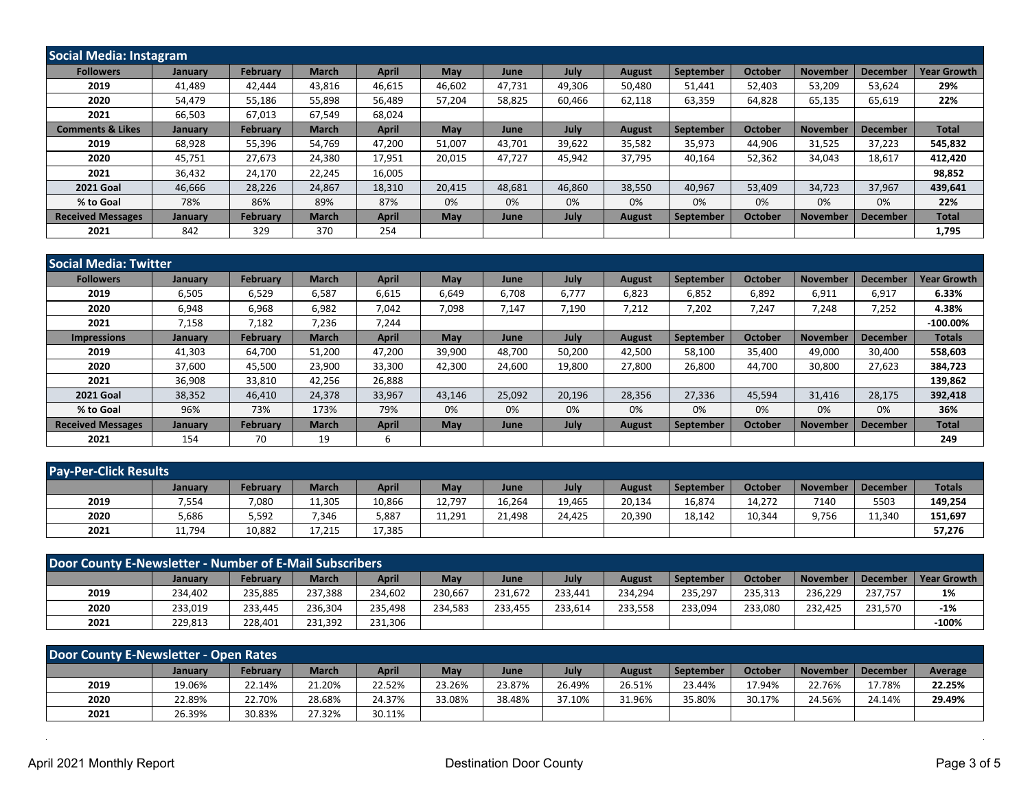## Social Media: Instagram

| Followers | January | February | March | April | May | June | July | August | September | October | November | December | Year Growth |
|---|---|---|---|---|---|---|---|---|---|---|---|---|---|
| 2019 | 41,489 | 42,444 | 43,816 | 46,615 | 46,602 | 47,731 | 49,306 | 50,480 | 51,441 | 52,403 | 53,209 | 53,624 | **29%** |
| 2020 | 54,479 | 55,186 | 55,898 | 56,489 | 57,204 | 58,825 | 60,466 | 62,118 | 63,359 | 64,828 | 65,135 | 65,619 | **22%** |
| 2021 | 66,503 | 67,013 | 67,549 | 68,024 | | | | | | | | | |
| **Comments & Likes** | **January** | **February** | **March** | **April** | **May** | **June** | **July** | **August** | **September** | **October** | **November** | **December** | **Total** |
| 2019 | 68,928 | 55,396 | 54,769 | 47,200 | 51,007 | 43,701 | 39,622 | 35,582 | 35,973 | 44,906 | 31,525 | 37,223 | **545,832** |
| 2020 | 45,751 | 27,673 | 24,380 | 17,951 | 20,015 | 47,727 | 45,942 | 37,795 | 40,164 | 52,362 | 34,043 | 18,617 | **412,420** |
| 2021 | 36,432 | 24,170 | 22,245 | 16,005 | | | | | | | | | **98,852** |
| **2021 Goal** | 46,666 | 28,226 | 24,867 | 18,310 | 20,415 | 48,681 | 46,860 | 38,550 | 40,967 | 53,409 | 34,723 | 37,967 | **439,641** |
| **% to Goal** | 78% | 86% | 89% | 87% | 0% | 0% | 0% | 0% | 0% | 0% | 0% | 0% | **22%** |
| **Received Messages** | **January** | **February** | **March** | **April** | **May** | **June** | **July** | **August** | **September** | **October** | **November** | **December** | **Total** |
| 2021 | 842 | 329 | 370 | 254 | | | | | | | | | **1,795** |

## Social Media: Twitter

| Followers | January | February | March | April | May | June | July | August | September | October | November | December | Year Growth |
|---|---|---|---|---|---|---|---|---|---|---|---|---|---|
| 2019 | 6,505 | 6,529 | 6,587 | 6,615 | 6,649 | 6,708 | 6,777 | 6,823 | 6,852 | 6,892 | 6,911 | 6,917 | **6.33%** |
| 2020 | 6,948 | 6,968 | 6,982 | 7,042 | 7,098 | 7,147 | 7,190 | 7,212 | 7,202 | 7,247 | 7,248 | 7,252 | **4.38%** |
| 2021 | 7,158 | 7,182 | 7,236 | 7,244 | | | | | | | | | **-100.00%** |
| **Impressions** | **January** | **February** | **March** | **April** | **May** | **June** | **July** | **August** | **September** | **October** | **November** | **December** | **Totals** |
| 2019 | 41,303 | 64,700 | 51,200 | 47,200 | 39,900 | 48,700 | 50,200 | 42,500 | 58,100 | 35,400 | 49,000 | 30,400 | **558,603** |
| 2020 | 37,600 | 45,500 | 23,900 | 33,300 | 42,300 | 24,600 | 19,800 | 27,800 | 26,800 | 44,700 | 30,800 | 27,623 | **384,723** |
| 2021 | 36,908 | 33,810 | 42,256 | 26,888 | | | | | | | | | **139,862** |
| **2021 Goal** | 38,352 | 46,410 | 24,378 | 33,967 | 43,146 | 25,092 | 20,196 | 28,356 | 27,336 | 45,594 | 31,416 | 28,175 | **392,418** |
| **% to Goal** | 96% | 73% | 173% | 79% | 0% | 0% | 0% | 0% | 0% | 0% | 0% | 0% | **36%** |
| **Received Messages** | **January** | **February** | **March** | **April** | **May** | **June** | **July** | **August** | **September** | **October** | **November** | **December** | **Total** |
| 2021 | 154 | 70 | 19 | 6 | | | | | | | | | **249** |

## Pay-Per-Click Results

| | January | February | March | April | May | June | July | August | September | October | November | December | Totals |
|---|---|---|---|---|---|---|---|---|---|---|---|---|---|
| 2019 | 7,554 | 7,080 | 11,305 | 10,866 | 12,797 | 16,264 | 19,465 | 20,134 | 16,874 | 14,272 | 7140 | 5503 | **149,254** |
| 2020 | 5,686 | 5,592 | 7,346 | 5,887 | 11,291 | 21,498 | 24,425 | 20,390 | 18,142 | 10,344 | 9,756 | 11,340 | **151,697** |
| 2021 | 11,794 | 10,882 | 17,215 | 17,385 | | | | | | | | | **57,276** |

## Door County E-Newsletter - Number of E-Mail Subscribers

| | January | February | March | April | May | June | July | August | September | October | November | December | Year Growth |
|---|---|---|---|---|---|---|---|---|---|---|---|---|---|
| 2019 | 234,402 | 235,885 | 237,388 | 234,602 | 230,667 | 231,672 | 233,441 | 234,294 | 235,297 | 235,313 | 236,229 | 237,757 | **1%** |
| 2020 | 233,019 | 233,445 | 236,304 | 235,498 | 234,583 | 233,455 | 233,614 | 233,558 | 233,094 | 233,080 | 232,425 | 231,570 | **-1%** |
| 2021 | 229,813 | 228,401 | 231,392 | 231,306 | | | | | | | | | **-100%** |

## Door County E-Newsletter - Open Rates

| | January | February | March | April | May | June | July | August | September | October | November | December | Average |
|---|---|---|---|---|---|---|---|---|---|---|---|---|---|
| 2019 | 19.06% | 22.14% | 21.20% | 22.52% | 23.26% | 23.87% | 26.49% | 26.51% | 23.44% | 17.94% | 22.76% | 17.78% | **22.25%** |
| 2020 | 22.89% | 22.70% | 28.68% | 24.37% | 33.08% | 38.48% | 37.10% | 31.96% | 35.80% | 30.17% | 24.56% | 24.14% | **29.49%** |
| 2021 | 26.39% | 30.83% | 27.32% | 30.11% | | | | | | | | | |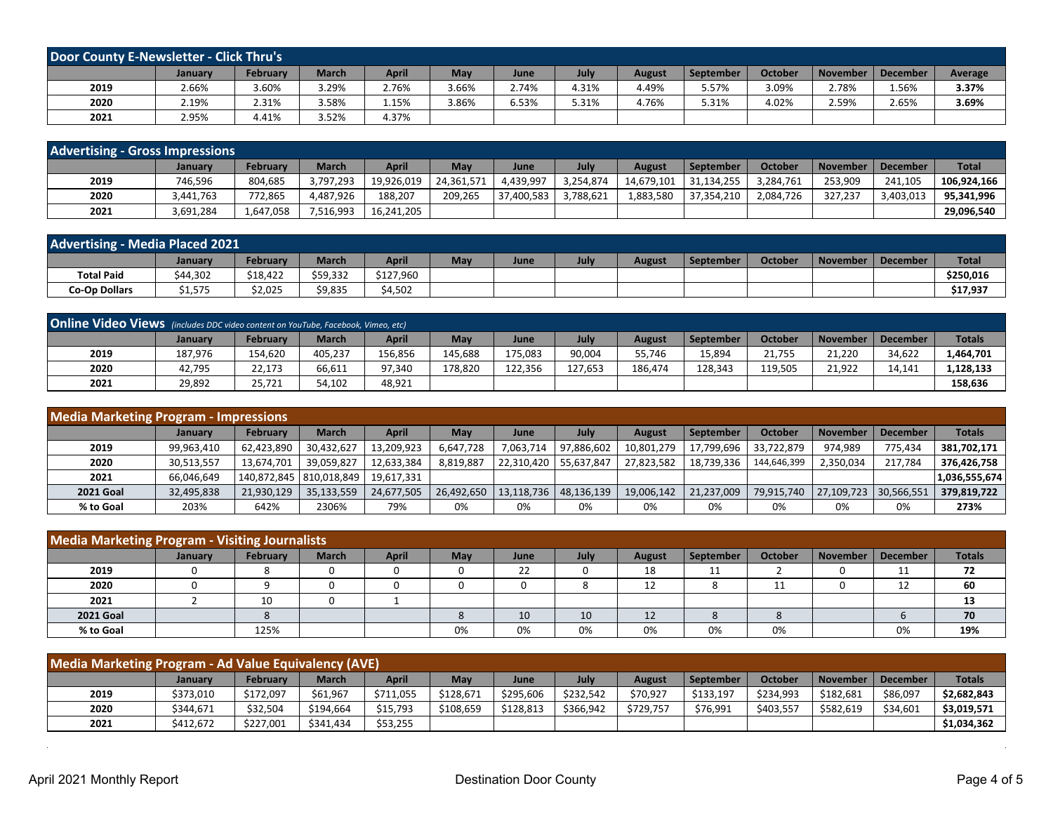## Door County E-Newsletter - Click Thru's

| | January | February | March | April | May | June | July | August | September | October | November | December | Average |
|---|---|---|---|---|---|---|---|---|---|---|---|---|---|
| 2019 | 2.66% | 3.60% | 3.29% | 2.76% | 3.66% | 2.74% | 4.31% | 4.49% | 5.57% | 3.09% | 2.78% | 1.56% | **3.37%** |
| 2020 | 2.19% | 2.31% | 3.58% | 1.15% | 3.86% | 6.53% | 5.31% | 4.76% | 5.31% | 4.02% | 2.59% | 2.65% | **3.69%** |
| 2021 | 2.95% | 4.41% | 3.52% | 4.37% | | | | | | | | | |

## Advertising - Gross Impressions

| | January | February | March | April | May | June | July | August | September | October | November | December | Total |
|---|---|---|---|---|---|---|---|---|---|---|---|---|---|
| 2019 | 746,596 | 804,685 | 3,797,293 | 19,926,019 | 24,361,571 | 4,439,997 | 3,254,874 | 14,679,101 | 31,134,255 | 3,284,761 | 253,909 | 241,105 | **106,924,166** |
| 2020 | 3,441,763 | 772,865 | 4,487,926 | 188,207 | 209,265 | 37,400,583 | 3,788,621 | 1,883,580 | 37,354,210 | 2,084,726 | 327,237 | 3,403,013 | **95,341,996** |
| 2021 | 3,691,284 | 1,647,058 | 7,516,993 | 16,241,205 | | | | | | | | | **29,096,540** |

## Advertising - Media Placed 2021

| | January | February | March | April | May | June | July | August | September | October | November | December | Total |
|---|---|---|---|---|---|---|---|---|---|---|---|---|---|
| Total Paid | $44,302 | $18,422 | $59,332 | $127,960 | | | | | | | | | **$250,016** |
| Co-Op Dollars | $1,575 | $2,025 | $9,835 | $4,502 | | | | | | | | | **$17,937** |

## Online Video Views *(includes DDC video content on YouTube, Facebook, Vimeo, etc)*

| | January | February | March | April | May | June | July | August | September | October | November | December | Totals |
|---|---|---|---|---|---|---|---|---|---|---|---|---|---|
| 2019 | 187,976 | 154,620 | 405,237 | 156,856 | 145,688 | 175,083 | 90,004 | 55,746 | 15,894 | 21,755 | 21,220 | 34,622 | **1,464,701** |
| 2020 | 42,795 | 22,173 | 66,611 | 97,340 | 178,820 | 122,356 | 127,653 | 186,474 | 128,343 | 119,505 | 21,922 | 14,141 | **1,128,133** |
| 2021 | 29,892 | 25,721 | 54,102 | 48,921 | | | | | | | | | **158,636** |

## Media Marketing Program - Impressions

| | January | February | March | April | May | June | July | August | September | October | November | December | Totals |
|---|---|---|---|---|---|---|---|---|---|---|---|---|---|
| 2019 | 99,963,410 | 62,423,890 | 30,432,627 | 13,209,923 | 6,647,728 | 7,063,714 | 97,886,602 | 10,801,279 | 17,799,696 | 33,722,879 | 974,989 | 775,434 | **381,702,171** |
| 2020 | 30,513,557 | 13,674,701 | 39,059,827 | 12,633,384 | 8,819,887 | 22,310,420 | 55,637,847 | 27,823,582 | 18,739,336 | 144,646,399 | 2,350,034 | 217,784 | **376,426,758** |
| 2021 | 66,046,649 | 140,872,845 | 810,018,849 | 19,617,331 | | | | | | | | | **1,036,555,674** |
| 2021 Goal | 32,495,838 | 21,930,129 | 35,133,559 | 24,677,505 | 26,492,650 | 13,118,736 | 48,136,139 | 19,006,142 | 21,237,009 | 79,915,740 | 27,109,723 | 30,566,551 | **379,819,722** |
| % to Goal | 203% | 642% | 2306% | 79% | 0% | 0% | 0% | 0% | 0% | 0% | 0% | 0% | **273%** |

## Media Marketing Program - Visiting Journalists

| | January | February | March | April | May | June | July | August | September | October | November | December | Totals |
|---|---|---|---|---|---|---|---|---|---|---|---|---|---|
| 2019 | 0 | 8 | 0 | 0 | 0 | 22 | 0 | 18 | 11 | 2 | 0 | 11 | **72** |
| 2020 | 0 | 9 | 0 | 0 | 0 | 0 | 8 | 12 | 8 | 11 | 0 | 12 | **60** |
| 2021 | 2 | 10 | 0 | 1 | | | | | | | | | **13** |
| 2021 Goal | | 8 | | | 8 | 10 | 10 | 12 | 8 | 8 | | 6 | **70** |
| % to Goal | | 125% | | | 0% | 0% | 0% | 0% | 0% | 0% | | 0% | **19%** |

## Media Marketing Program - Ad Value Equivalency (AVE)

| | January | February | March | April | May | June | July | August | September | October | November | December | Totals |
|---|---|---|---|---|---|---|---|---|---|---|---|---|---|
| 2019 | $373,010 | $172,097 | $61,967 | $711,055 | $128,671 | $295,606 | $232,542 | $70,927 | $133,197 | $234,993 | $182,681 | $86,097 | **$2,682,843** |
| 2020 | $344,671 | $32,504 | $194,664 | $15,793 | $108,659 | $128,813 | $366,942 | $729,757 | $76,991 | $403,557 | $582,619 | $34,601 | **$3,019,571** |
| 2021 | $412,672 | $227,001 | $341,434 | $53,255 | | | | | | | | | **$1,034,362** |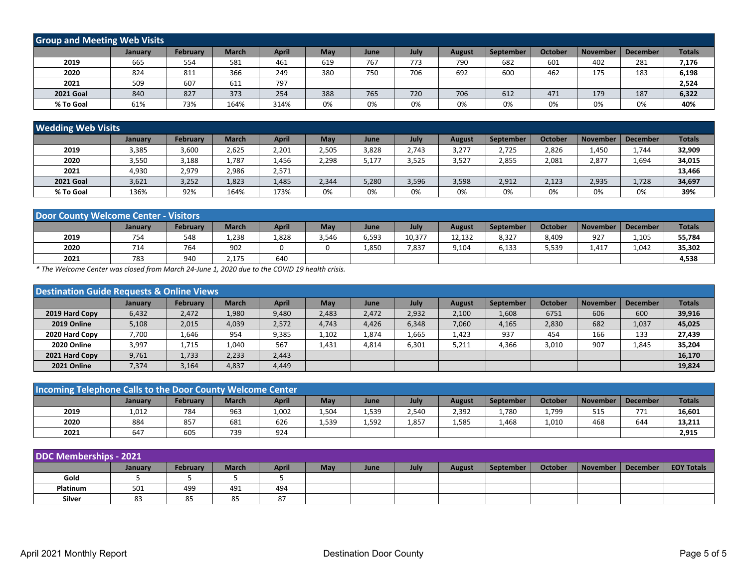## Group and Meeting Web Visits

| | January | February | March | April | May | June | July | August | September | October | November | December | Totals |
|---|---|---|---|---|---|---|---|---|---|---|---|---|---|
| **2019** | 665 | 554 | 581 | 461 | 619 | 767 | 773 | 790 | 682 | 601 | 402 | 281 | **7,176** |
| **2020** | 824 | 811 | 366 | 249 | 380 | 750 | 706 | 692 | 600 | 462 | 175 | 183 | **6,198** |
| **2021** | 509 | 607 | 611 | 797 | | | | | | | | | **2,524** |
| **2021 Goal** | 840 | 827 | 373 | 254 | 388 | 765 | 720 | 706 | 612 | 471 | 179 | 187 | **6,322** |
| **% To Goal** | 61% | 73% | 164% | 314% | 0% | 0% | 0% | 0% | 0% | 0% | 0% | 0% | **40%** |

## Wedding Web Visits

| | January | February | March | April | May | June | July | August | September | October | November | December | Totals |
|---|---|---|---|---|---|---|---|---|---|---|---|---|---|
| **2019** | 3,385 | 3,600 | 2,625 | 2,201 | 2,505 | 3,828 | 2,743 | 3,277 | 2,725 | 2,826 | 1,450 | 1,744 | **32,909** |
| **2020** | 3,550 | 3,188 | 1,787 | 1,456 | 2,298 | 5,177 | 3,525 | 3,527 | 2,855 | 2,081 | 2,877 | 1,694 | **34,015** |
| **2021** | 4,930 | 2,979 | 2,986 | 2,571 | | | | | | | | | **13,466** |
| **2021 Goal** | 3,621 | 3,252 | 1,823 | 1,485 | 2,344 | 5,280 | 3,596 | 3,598 | 2,912 | 2,123 | 2,935 | 1,728 | **34,697** |
| **% To Goal** | 136% | 92% | 164% | 173% | 0% | 0% | 0% | 0% | 0% | 0% | 0% | 0% | **39%** |

## Door County Welcome Center - Visitors

| | January | February | March | April | May | June | July | August | September | October | November | December | Totals |
|---|---|---|---|---|---|---|---|---|---|---|---|---|---|
| **2019** | 754 | 548 | 1,238 | 1,828 | 3,546 | 6,593 | 10,377 | 12,132 | 8,327 | 8,409 | 927 | 1,105 | **55,784** |
| **2020** | 714 | 764 | 902 | 0 | 0 | 1,850 | 7,837 | 9,104 | 6,133 | 5,539 | 1,417 | 1,042 | **35,302** |
| **2021** | 783 | 940 | 2,175 | 640 | | | | | | | | | **4,538** |

*\* The Welcome Center was closed from March 24-June 1, 2020 due to the COVID 19 health crisis.*

## Destination Guide Requests & Online Views

| | January | February | March | April | May | June | July | August | September | October | November | December | Totals |
|---|---|---|---|---|---|---|---|---|---|---|---|---|---|
| **2019 Hard Copy** | 6,432 | 2,472 | 1,980 | 9,480 | 2,483 | 2,472 | 2,932 | 2,100 | 1,608 | 6751 | 606 | 600 | **39,916** |
| **2019 Online** | 5,108 | 2,015 | 4,039 | 2,572 | 4,743 | 4,426 | 6,348 | 7,060 | 4,165 | 2,830 | 682 | 1,037 | **45,025** |
| **2020 Hard Copy** | 7,700 | 1,646 | 954 | 9,385 | 1,102 | 1,874 | 1,665 | 1,423 | 937 | 454 | 166 | 133 | **27,439** |
| **2020 Online** | 3,997 | 1,715 | 1,040 | 567 | 1,431 | 4,814 | 6,301 | 5,211 | 4,366 | 3,010 | 907 | 1,845 | **35,204** |
| **2021 Hard Copy** | 9,761 | 1,733 | 2,233 | 2,443 | | | | | | | | | **16,170** |
| **2021 Online** | 7,374 | 3,164 | 4,837 | 4,449 | | | | | | | | | **19,824** |

## Incoming Telephone Calls to the Door County Welcome Center

| | January | February | March | April | May | June | July | August | September | October | November | December | Totals |
|---|---|---|---|---|---|---|---|---|---|---|---|---|---|
| **2019** | 1,012 | 784 | 963 | 1,002 | 1,504 | 1,539 | 2,540 | 2,392 | 1,780 | 1,799 | 515 | 771 | **16,601** |
| **2020** | 884 | 857 | 681 | 626 | 1,539 | 1,592 | 1,857 | 1,585 | 1,468 | 1,010 | 468 | 644 | **13,211** |
| **2021** | 647 | 605 | 739 | 924 | | | | | | | | | **2,915** |

## DDC Memberships - 2021

| | January | February | March | April | May | June | July | August | September | October | November | December | EOY Totals |
|---|---|---|---|---|---|---|---|---|---|---|---|---|---|
| **Gold** | 5 | 5 | 5 | 5 | | | | | | | | | |
| **Platinum** | 501 | 499 | 491 | 494 | | | | | | | | | |
| **Silver** | 83 | 85 | 85 | 87 | | | | | | | | | |